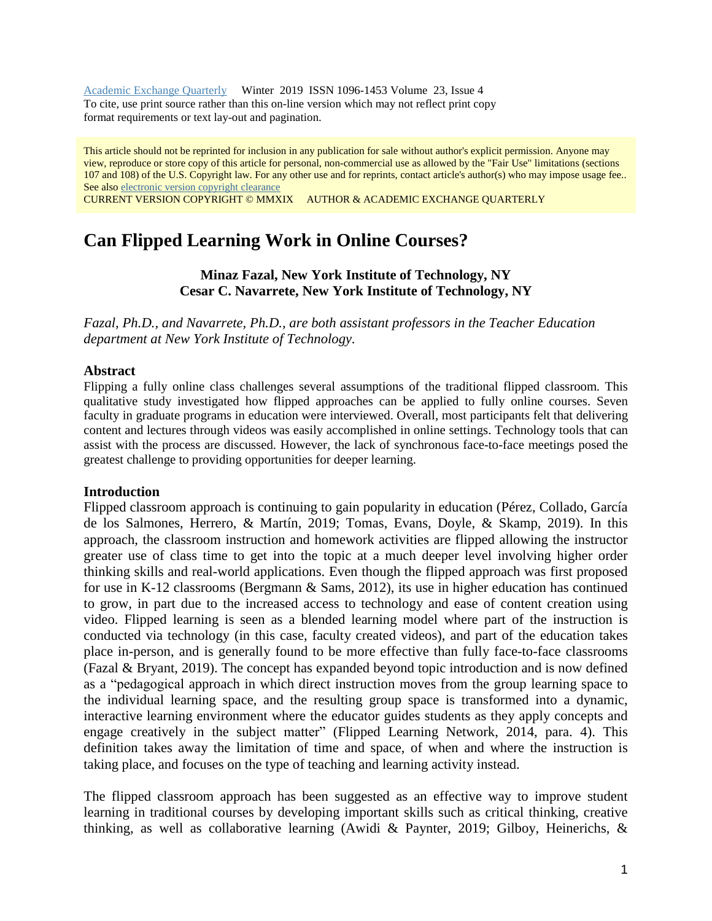Academic Exchange Quarterly Winter 2019 ISSN 1096-1453 Volume 23, Issue 4
To cite, use print source rather than this on-line version which may not reflect print copy format requirements or text lay-out and pagination.

This article should not be reprinted for inclusion in any publication for sale without author's explicit permission. Anyone may view, reproduce or store copy of this article for personal, non-commercial use as allowed by the "Fair Use" limitations (sections 107 and 108) of the U.S. Copyright law. For any other use and for reprints, contact article's author(s) who may impose usage fee.. See also electronic version copyright clearance
CURRENT VERSION COPYRIGHT © MMXIX AUTHOR & ACADEMIC EXCHANGE QUARTERLY

# Can Flipped Learning Work in Online Courses?

**Minaz Fazal, New York Institute of Technology, NY**
**Cesar C. Navarrete, New York Institute of Technology, NY**

*Fazal, Ph.D., and Navarrete, Ph.D., are both assistant professors in the Teacher Education department at New York Institute of Technology.*

## Abstract

Flipping a fully online class challenges several assumptions of the traditional flipped classroom. This qualitative study investigated how flipped approaches can be applied to fully online courses. Seven faculty in graduate programs in education were interviewed. Overall, most participants felt that delivering content and lectures through videos was easily accomplished in online settings. Technology tools that can assist with the process are discussed. However, the lack of synchronous face-to-face meetings posed the greatest challenge to providing opportunities for deeper learning.

## Introduction

Flipped classroom approach is continuing to gain popularity in education (Pérez, Collado, García de los Salmones, Herrero, & Martín, 2019; Tomas, Evans, Doyle, & Skamp, 2019). In this approach, the classroom instruction and homework activities are flipped allowing the instructor greater use of class time to get into the topic at a much deeper level involving higher order thinking skills and real-world applications. Even though the flipped approach was first proposed for use in K-12 classrooms (Bergmann & Sams, 2012), its use in higher education has continued to grow, in part due to the increased access to technology and ease of content creation using video. Flipped learning is seen as a blended learning model where part of the instruction is conducted via technology (in this case, faculty created videos), and part of the education takes place in-person, and is generally found to be more effective than fully face-to-face classrooms (Fazal & Bryant, 2019). The concept has expanded beyond topic introduction and is now defined as a "pedagogical approach in which direct instruction moves from the group learning space to the individual learning space, and the resulting group space is transformed into a dynamic, interactive learning environment where the educator guides students as they apply concepts and engage creatively in the subject matter" (Flipped Learning Network, 2014, para. 4). This definition takes away the limitation of time and space, of when and where the instruction is taking place, and focuses on the type of teaching and learning activity instead.

The flipped classroom approach has been suggested as an effective way to improve student learning in traditional courses by developing important skills such as critical thinking, creative thinking, as well as collaborative learning (Awidi & Paynter, 2019; Gilboy, Heinerichs, &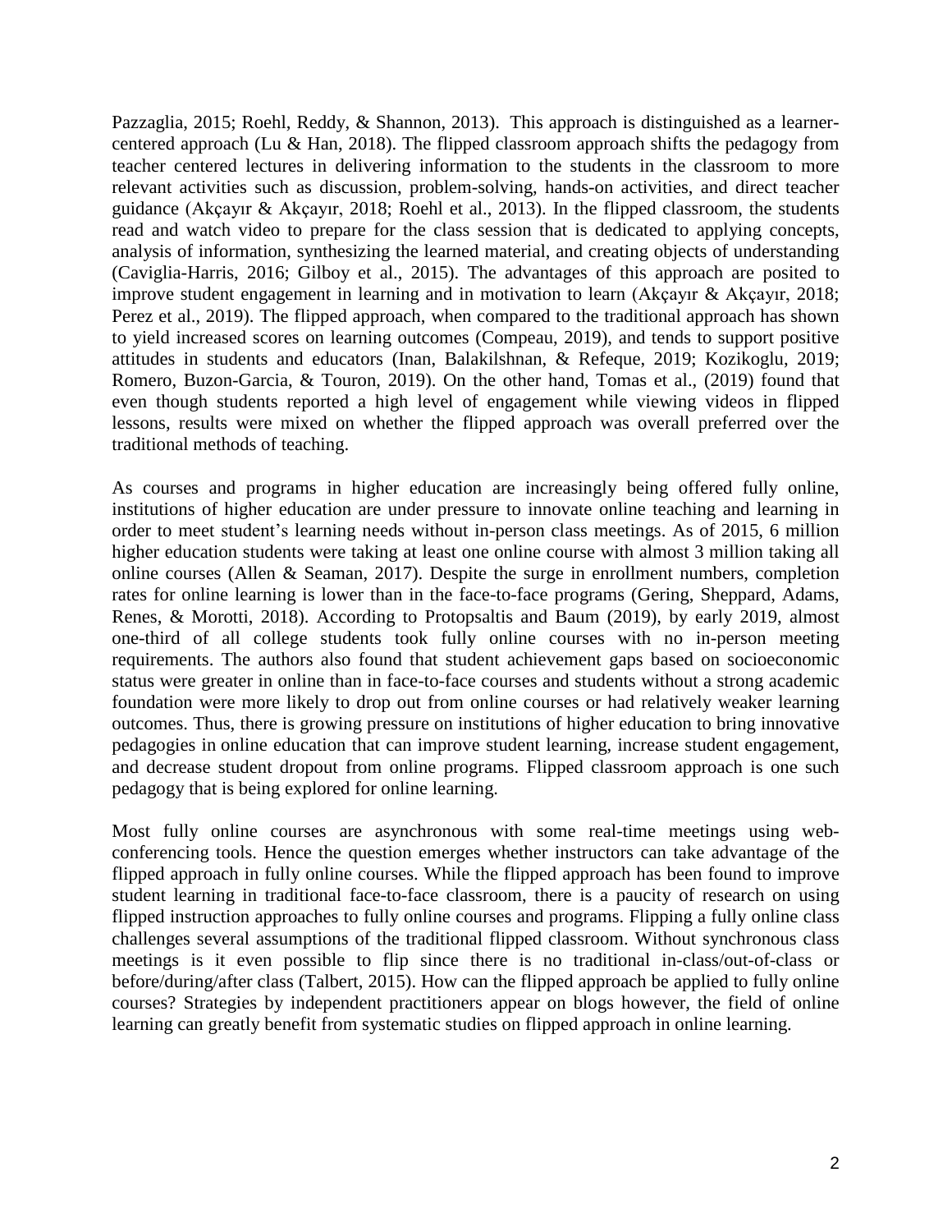Pazzaglia, 2015; Roehl, Reddy, & Shannon, 2013). This approach is distinguished as a learner-centered approach (Lu & Han, 2018). The flipped classroom approach shifts the pedagogy from teacher centered lectures in delivering information to the students in the classroom to more relevant activities such as discussion, problem-solving, hands-on activities, and direct teacher guidance (Akçayır & Akçayır, 2018; Roehl et al., 2013). In the flipped classroom, the students read and watch video to prepare for the class session that is dedicated to applying concepts, analysis of information, synthesizing the learned material, and creating objects of understanding (Caviglia-Harris, 2016; Gilboy et al., 2015). The advantages of this approach are posited to improve student engagement in learning and in motivation to learn (Akçayır & Akçayır, 2018; Perez et al., 2019). The flipped approach, when compared to the traditional approach has shown to yield increased scores on learning outcomes (Compeau, 2019), and tends to support positive attitudes in students and educators (Inan, Balakilshnan, & Refeque, 2019; Kozikoglu, 2019; Romero, Buzon-Garcia, & Touron, 2019). On the other hand, Tomas et al., (2019) found that even though students reported a high level of engagement while viewing videos in flipped lessons, results were mixed on whether the flipped approach was overall preferred over the traditional methods of teaching.

As courses and programs in higher education are increasingly being offered fully online, institutions of higher education are under pressure to innovate online teaching and learning in order to meet student's learning needs without in-person class meetings. As of 2015, 6 million higher education students were taking at least one online course with almost 3 million taking all online courses (Allen & Seaman, 2017). Despite the surge in enrollment numbers, completion rates for online learning is lower than in the face-to-face programs (Gering, Sheppard, Adams, Renes, & Morotti, 2018). According to Protopsaltis and Baum (2019), by early 2019, almost one-third of all college students took fully online courses with no in-person meeting requirements. The authors also found that student achievement gaps based on socioeconomic status were greater in online than in face-to-face courses and students without a strong academic foundation were more likely to drop out from online courses or had relatively weaker learning outcomes. Thus, there is growing pressure on institutions of higher education to bring innovative pedagogies in online education that can improve student learning, increase student engagement, and decrease student dropout from online programs. Flipped classroom approach is one such pedagogy that is being explored for online learning.

Most fully online courses are asynchronous with some real-time meetings using web-conferencing tools. Hence the question emerges whether instructors can take advantage of the flipped approach in fully online courses. While the flipped approach has been found to improve student learning in traditional face-to-face classroom, there is a paucity of research on using flipped instruction approaches to fully online courses and programs. Flipping a fully online class challenges several assumptions of the traditional flipped classroom. Without synchronous class meetings is it even possible to flip since there is no traditional in-class/out-of-class or before/during/after class (Talbert, 2015). How can the flipped approach be applied to fully online courses? Strategies by independent practitioners appear on blogs however, the field of online learning can greatly benefit from systematic studies on flipped approach in online learning.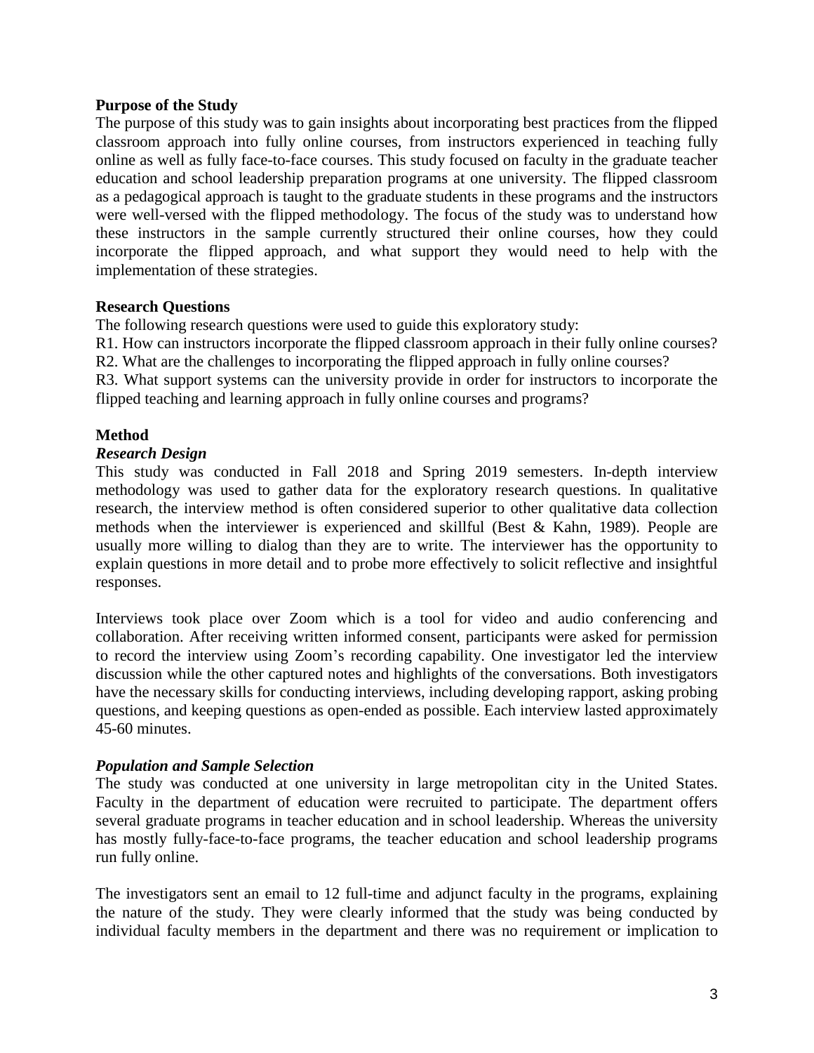## Purpose of the Study

The purpose of this study was to gain insights about incorporating best practices from the flipped classroom approach into fully online courses, from instructors experienced in teaching fully online as well as fully face-to-face courses. This study focused on faculty in the graduate teacher education and school leadership preparation programs at one university. The flipped classroom as a pedagogical approach is taught to the graduate students in these programs and the instructors were well-versed with the flipped methodology. The focus of the study was to understand how these instructors in the sample currently structured their online courses, how they could incorporate the flipped approach, and what support they would need to help with the implementation of these strategies.

## Research Questions

The following research questions were used to guide this exploratory study:

R1. How can instructors incorporate the flipped classroom approach in their fully online courses?

R2. What are the challenges to incorporating the flipped approach in fully online courses?

R3. What support systems can the university provide in order for instructors to incorporate the flipped teaching and learning approach in fully online courses and programs?

## Method

### *Research Design*

This study was conducted in Fall 2018 and Spring 2019 semesters. In-depth interview methodology was used to gather data for the exploratory research questions. In qualitative research, the interview method is often considered superior to other qualitative data collection methods when the interviewer is experienced and skillful (Best & Kahn, 1989). People are usually more willing to dialog than they are to write. The interviewer has the opportunity to explain questions in more detail and to probe more effectively to solicit reflective and insightful responses.

Interviews took place over Zoom which is a tool for video and audio conferencing and collaboration. After receiving written informed consent, participants were asked for permission to record the interview using Zoom's recording capability. One investigator led the interview discussion while the other captured notes and highlights of the conversations. Both investigators have the necessary skills for conducting interviews, including developing rapport, asking probing questions, and keeping questions as open-ended as possible. Each interview lasted approximately 45-60 minutes.

### *Population and Sample Selection*

The study was conducted at one university in large metropolitan city in the United States. Faculty in the department of education were recruited to participate. The department offers several graduate programs in teacher education and in school leadership. Whereas the university has mostly fully-face-to-face programs, the teacher education and school leadership programs run fully online.

The investigators sent an email to 12 full-time and adjunct faculty in the programs, explaining the nature of the study. They were clearly informed that the study was being conducted by individual faculty members in the department and there was no requirement or implication to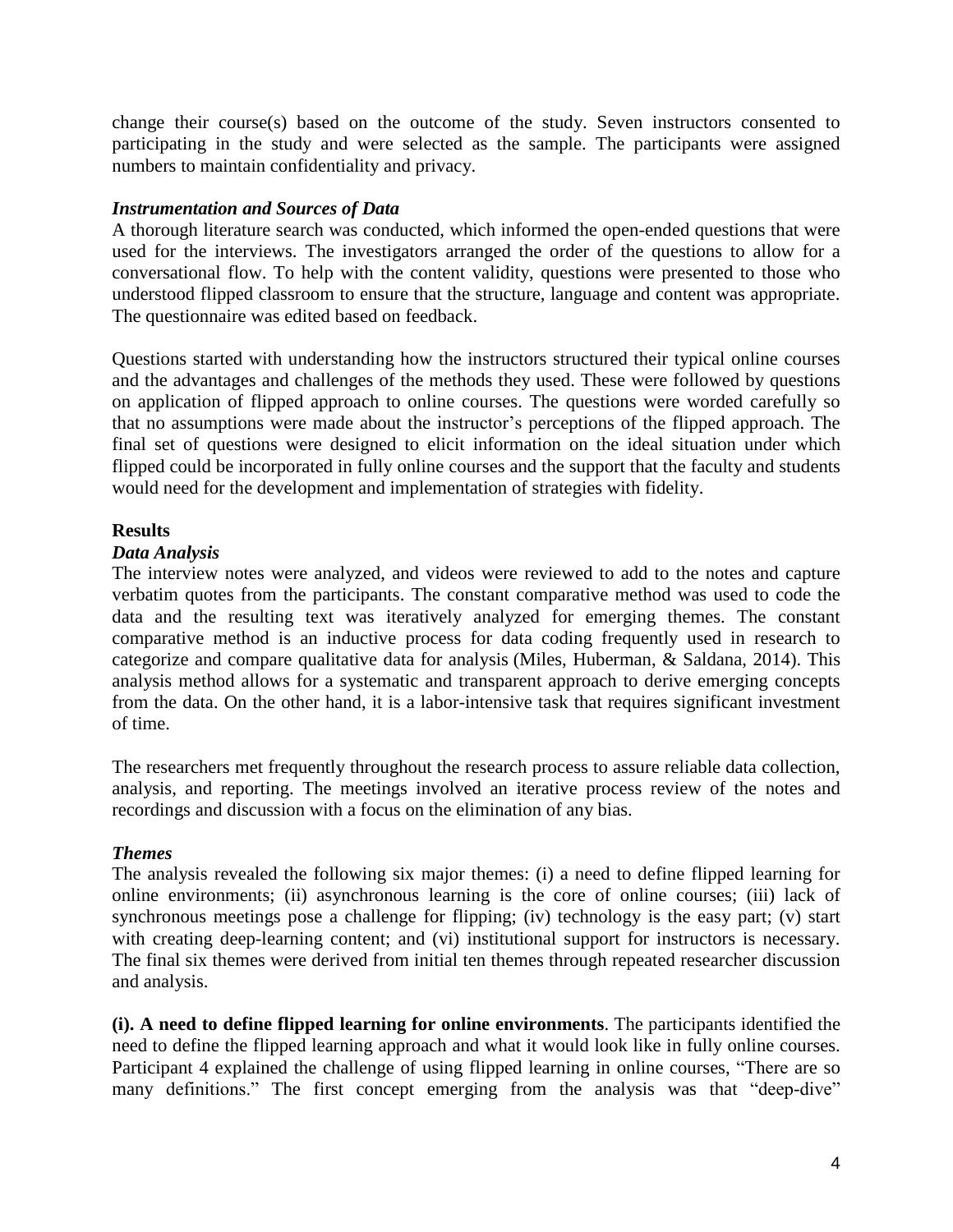change their course(s) based on the outcome of the study. Seven instructors consented to participating in the study and were selected as the sample. The participants were assigned numbers to maintain confidentiality and privacy.

### *Instrumentation and Sources of Data*

A thorough literature search was conducted, which informed the open-ended questions that were used for the interviews. The investigators arranged the order of the questions to allow for a conversational flow. To help with the content validity, questions were presented to those who understood flipped classroom to ensure that the structure, language and content was appropriate. The questionnaire was edited based on feedback.

Questions started with understanding how the instructors structured their typical online courses and the advantages and challenges of the methods they used. These were followed by questions on application of flipped approach to online courses. The questions were worded carefully so that no assumptions were made about the instructor's perceptions of the flipped approach. The final set of questions were designed to elicit information on the ideal situation under which flipped could be incorporated in fully online courses and the support that the faculty and students would need for the development and implementation of strategies with fidelity.

## Results

### *Data Analysis*

The interview notes were analyzed, and videos were reviewed to add to the notes and capture verbatim quotes from the participants. The constant comparative method was used to code the data and the resulting text was iteratively analyzed for emerging themes. The constant comparative method is an inductive process for data coding frequently used in research to categorize and compare qualitative data for analysis (Miles, Huberman, & Saldana, 2014). This analysis method allows for a systematic and transparent approach to derive emerging concepts from the data. On the other hand, it is a labor-intensive task that requires significant investment of time.

The researchers met frequently throughout the research process to assure reliable data collection, analysis, and reporting. The meetings involved an iterative process review of the notes and recordings and discussion with a focus on the elimination of any bias.

### *Themes*

The analysis revealed the following six major themes: (i) a need to define flipped learning for online environments; (ii) asynchronous learning is the core of online courses; (iii) lack of synchronous meetings pose a challenge for flipping; (iv) technology is the easy part; (v) start with creating deep-learning content; and (vi) institutional support for instructors is necessary. The final six themes were derived from initial ten themes through repeated researcher discussion and analysis.

**(i). A need to define flipped learning for online environments**. The participants identified the need to define the flipped learning approach and what it would look like in fully online courses. Participant 4 explained the challenge of using flipped learning in online courses, "There are so many definitions." The first concept emerging from the analysis was that "deep-dive"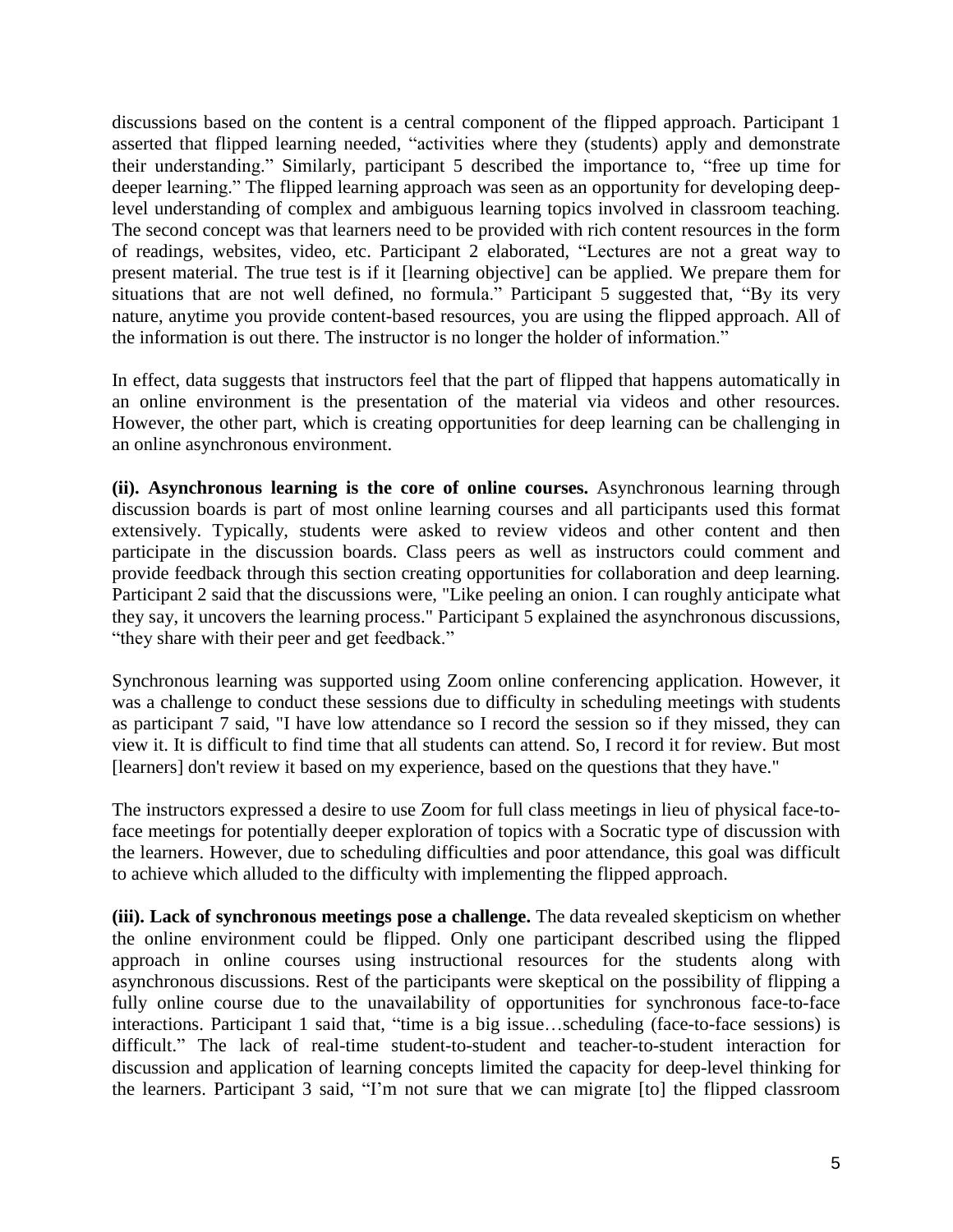discussions based on the content is a central component of the flipped approach. Participant 1 asserted that flipped learning needed, "activities where they (students) apply and demonstrate their understanding." Similarly, participant 5 described the importance to, "free up time for deeper learning." The flipped learning approach was seen as an opportunity for developing deep-level understanding of complex and ambiguous learning topics involved in classroom teaching. The second concept was that learners need to be provided with rich content resources in the form of readings, websites, video, etc. Participant 2 elaborated, "Lectures are not a great way to present material. The true test is if it [learning objective] can be applied. We prepare them for situations that are not well defined, no formula." Participant 5 suggested that, "By its very nature, anytime you provide content-based resources, you are using the flipped approach. All of the information is out there. The instructor is no longer the holder of information."

In effect, data suggests that instructors feel that the part of flipped that happens automatically in an online environment is the presentation of the material via videos and other resources. However, the other part, which is creating opportunities for deep learning can be challenging in an online asynchronous environment.

**(ii). Asynchronous learning is the core of online courses.** Asynchronous learning through discussion boards is part of most online learning courses and all participants used this format extensively. Typically, students were asked to review videos and other content and then participate in the discussion boards. Class peers as well as instructors could comment and provide feedback through this section creating opportunities for collaboration and deep learning. Participant 2 said that the discussions were, "Like peeling an onion. I can roughly anticipate what they say, it uncovers the learning process." Participant 5 explained the asynchronous discussions, "they share with their peer and get feedback."

Synchronous learning was supported using Zoom online conferencing application. However, it was a challenge to conduct these sessions due to difficulty in scheduling meetings with students as participant 7 said, "I have low attendance so I record the session so if they missed, they can view it. It is difficult to find time that all students can attend. So, I record it for review. But most [learners] don't review it based on my experience, based on the questions that they have."

The instructors expressed a desire to use Zoom for full class meetings in lieu of physical face-to-face meetings for potentially deeper exploration of topics with a Socratic type of discussion with the learners. However, due to scheduling difficulties and poor attendance, this goal was difficult to achieve which alluded to the difficulty with implementing the flipped approach.

**(iii). Lack of synchronous meetings pose a challenge.** The data revealed skepticism on whether the online environment could be flipped. Only one participant described using the flipped approach in online courses using instructional resources for the students along with asynchronous discussions. Rest of the participants were skeptical on the possibility of flipping a fully online course due to the unavailability of opportunities for synchronous face-to-face interactions. Participant 1 said that, "time is a big issue…scheduling (face-to-face sessions) is difficult." The lack of real-time student-to-student and teacher-to-student interaction for discussion and application of learning concepts limited the capacity for deep-level thinking for the learners. Participant 3 said, "I'm not sure that we can migrate [to] the flipped classroom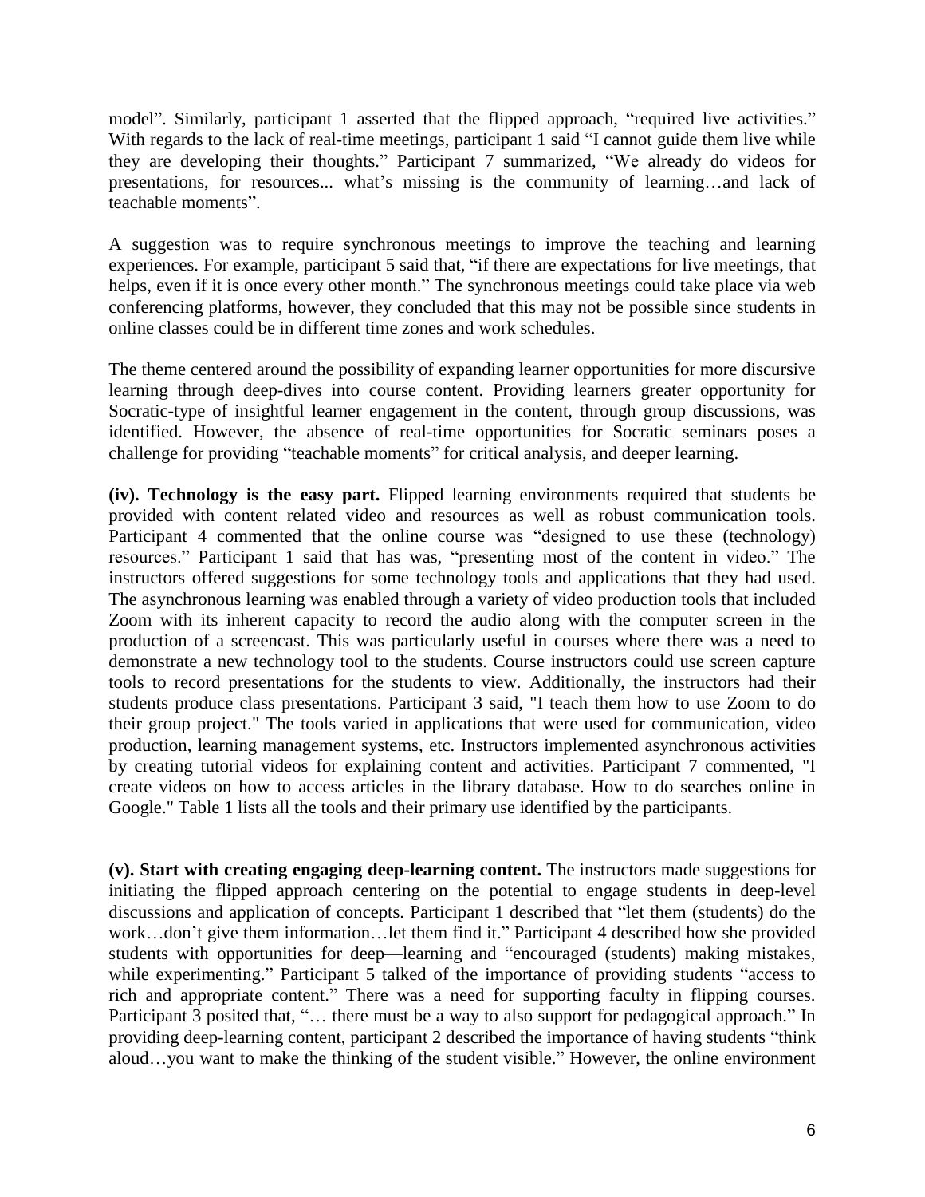model". Similarly, participant 1 asserted that the flipped approach, "required live activities." With regards to the lack of real-time meetings, participant 1 said "I cannot guide them live while they are developing their thoughts." Participant 7 summarized, "We already do videos for presentations, for resources... what's missing is the community of learning…and lack of teachable moments".

A suggestion was to require synchronous meetings to improve the teaching and learning experiences. For example, participant 5 said that, "if there are expectations for live meetings, that helps, even if it is once every other month." The synchronous meetings could take place via web conferencing platforms, however, they concluded that this may not be possible since students in online classes could be in different time zones and work schedules.

The theme centered around the possibility of expanding learner opportunities for more discursive learning through deep-dives into course content. Providing learners greater opportunity for Socratic-type of insightful learner engagement in the content, through group discussions, was identified. However, the absence of real-time opportunities for Socratic seminars poses a challenge for providing "teachable moments" for critical analysis, and deeper learning.

**(iv). Technology is the easy part.** Flipped learning environments required that students be provided with content related video and resources as well as robust communication tools. Participant 4 commented that the online course was "designed to use these (technology) resources." Participant 1 said that has was, "presenting most of the content in video." The instructors offered suggestions for some technology tools and applications that they had used. The asynchronous learning was enabled through a variety of video production tools that included Zoom with its inherent capacity to record the audio along with the computer screen in the production of a screencast. This was particularly useful in courses where there was a need to demonstrate a new technology tool to the students. Course instructors could use screen capture tools to record presentations for the students to view. Additionally, the instructors had their students produce class presentations. Participant 3 said, "I teach them how to use Zoom to do their group project." The tools varied in applications that were used for communication, video production, learning management systems, etc. Instructors implemented asynchronous activities by creating tutorial videos for explaining content and activities. Participant 7 commented, "I create videos on how to access articles in the library database. How to do searches online in Google." Table 1 lists all the tools and their primary use identified by the participants.

**(v). Start with creating engaging deep-learning content.** The instructors made suggestions for initiating the flipped approach centering on the potential to engage students in deep-level discussions and application of concepts. Participant 1 described that "let them (students) do the work…don't give them information…let them find it." Participant 4 described how she provided students with opportunities for deep—learning and "encouraged (students) making mistakes, while experimenting." Participant 5 talked of the importance of providing students "access to rich and appropriate content." There was a need for supporting faculty in flipping courses. Participant 3 posited that, "… there must be a way to also support for pedagogical approach." In providing deep-learning content, participant 2 described the importance of having students "think aloud…you want to make the thinking of the student visible." However, the online environment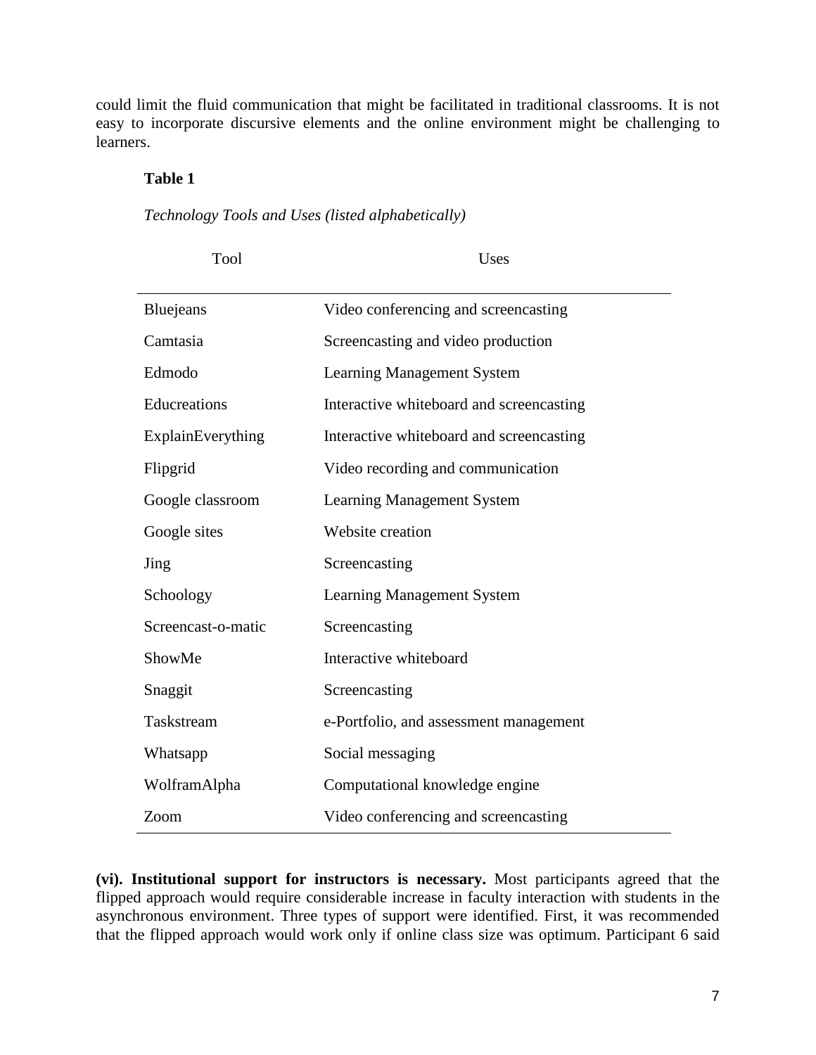could limit the fluid communication that might be facilitated in traditional classrooms. It is not easy to incorporate discursive elements and the online environment might be challenging to learners.

**Table 1**

*Technology Tools and Uses (listed alphabetically)*

| Tool | Uses |
| --- | --- |
| Bluejeans | Video conferencing and screencasting |
| Camtasia | Screencasting and video production |
| Edmodo | Learning Management System |
| Educreations | Interactive whiteboard and screencasting |
| ExplainEverything | Interactive whiteboard and screencasting |
| Flipgrid | Video recording and communication |
| Google classroom | Learning Management System |
| Google sites | Website creation |
| Jing | Screencasting |
| Schoology | Learning Management System |
| Screencast-o-matic | Screencasting |
| ShowMe | Interactive whiteboard |
| Snaggit | Screencasting |
| Taskstream | e-Portfolio, and assessment management |
| Whatsapp | Social messaging |
| WolframAlpha | Computational knowledge engine |
| Zoom | Video conferencing and screencasting |

**(vi). Institutional support for instructors is necessary.** Most participants agreed that the flipped approach would require considerable increase in faculty interaction with students in the asynchronous environment. Three types of support were identified. First, it was recommended that the flipped approach would work only if online class size was optimum. Participant 6 said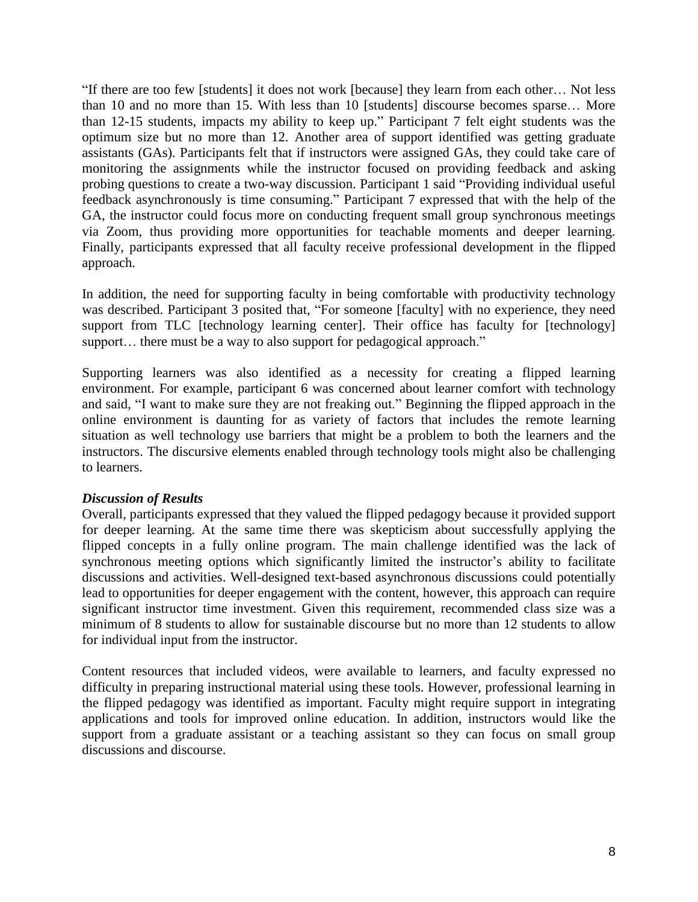"If there are too few [students] it does not work [because] they learn from each other… Not less than 10 and no more than 15. With less than 10 [students] discourse becomes sparse… More than 12-15 students, impacts my ability to keep up." Participant 7 felt eight students was the optimum size but no more than 12. Another area of support identified was getting graduate assistants (GAs). Participants felt that if instructors were assigned GAs, they could take care of monitoring the assignments while the instructor focused on providing feedback and asking probing questions to create a two-way discussion. Participant 1 said "Providing individual useful feedback asynchronously is time consuming." Participant 7 expressed that with the help of the GA, the instructor could focus more on conducting frequent small group synchronous meetings via Zoom, thus providing more opportunities for teachable moments and deeper learning. Finally, participants expressed that all faculty receive professional development in the flipped approach.

In addition, the need for supporting faculty in being comfortable with productivity technology was described. Participant 3 posited that, "For someone [faculty] with no experience, they need support from TLC [technology learning center]. Their office has faculty for [technology] support… there must be a way to also support for pedagogical approach."

Supporting learners was also identified as a necessity for creating a flipped learning environment. For example, participant 6 was concerned about learner comfort with technology and said, "I want to make sure they are not freaking out." Beginning the flipped approach in the online environment is daunting for as variety of factors that includes the remote learning situation as well technology use barriers that might be a problem to both the learners and the instructors. The discursive elements enabled through technology tools might also be challenging to learners.

***Discussion of Results***

Overall, participants expressed that they valued the flipped pedagogy because it provided support for deeper learning. At the same time there was skepticism about successfully applying the flipped concepts in a fully online program. The main challenge identified was the lack of synchronous meeting options which significantly limited the instructor's ability to facilitate discussions and activities. Well-designed text-based asynchronous discussions could potentially lead to opportunities for deeper engagement with the content, however, this approach can require significant instructor time investment. Given this requirement, recommended class size was a minimum of 8 students to allow for sustainable discourse but no more than 12 students to allow for individual input from the instructor.

Content resources that included videos, were available to learners, and faculty expressed no difficulty in preparing instructional material using these tools. However, professional learning in the flipped pedagogy was identified as important. Faculty might require support in integrating applications and tools for improved online education. In addition, instructors would like the support from a graduate assistant or a teaching assistant so they can focus on small group discussions and discourse.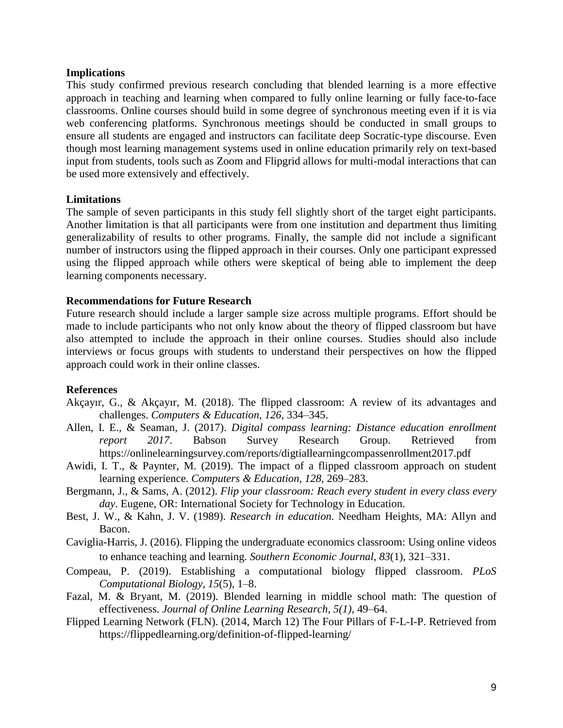### Implications

This study confirmed previous research concluding that blended learning is a more effective approach in teaching and learning when compared to fully online learning or fully face-to-face classrooms. Online courses should build in some degree of synchronous meeting even if it is via web conferencing platforms. Synchronous meetings should be conducted in small groups to ensure all students are engaged and instructors can facilitate deep Socratic-type discourse. Even though most learning management systems used in online education primarily rely on text-based input from students, tools such as Zoom and Flipgrid allows for multi-modal interactions that can be used more extensively and effectively.

### Limitations

The sample of seven participants in this study fell slightly short of the target eight participants. Another limitation is that all participants were from one institution and department thus limiting generalizability of results to other programs. Finally, the sample did not include a significant number of instructors using the flipped approach in their courses. Only one participant expressed using the flipped approach while others were skeptical of being able to implement the deep learning components necessary.

### Recommendations for Future Research

Future research should include a larger sample size across multiple programs. Effort should be made to include participants who not only know about the theory of flipped classroom but have also attempted to include the approach in their online courses. Studies should also include interviews or focus groups with students to understand their perspectives on how the flipped approach could work in their online classes.

### References

Akçayır, G., & Akçayır, M. (2018). The flipped classroom: A review of its advantages and challenges. *Computers & Education*, *126*, 334–345.

Allen, I. E., & Seaman, J. (2017). *Digital compass learning: Distance education enrollment report 2017*. Babson Survey Research Group. Retrieved from https://onlinelearningsurvey.com/reports/digtiallearningcompassenrollment2017.pdf

Awidi, I. T., & Paynter, M. (2019). The impact of a flipped classroom approach on student learning experience. *Computers & Education*, *128*, 269–283.

Bergmann, J., & Sams, A. (2012). *Flip your classroom: Reach every student in every class every day*. Eugene, OR: International Society for Technology in Education.

Best, J. W., & Kahn, J. V. (1989). *Research in education.* Needham Heights, MA: Allyn and Bacon.

Caviglia-Harris, J. (2016). Flipping the undergraduate economics classroom: Using online videos to enhance teaching and learning. *Southern Economic Journal*, *83*(1), 321–331.

Compeau, P. (2019). Establishing a computational biology flipped classroom. *PLoS Computational Biology*, *15*(5), 1–8.

Fazal, M. & Bryant, M. (2019). Blended learning in middle school math: The question of effectiveness. *Journal of Online Learning Research*, *5(1)*, 49–64.

Flipped Learning Network (FLN). (2014, March 12) The Four Pillars of F-L-I-P. Retrieved from https://flippedlearning.org/definition-of-flipped-learning/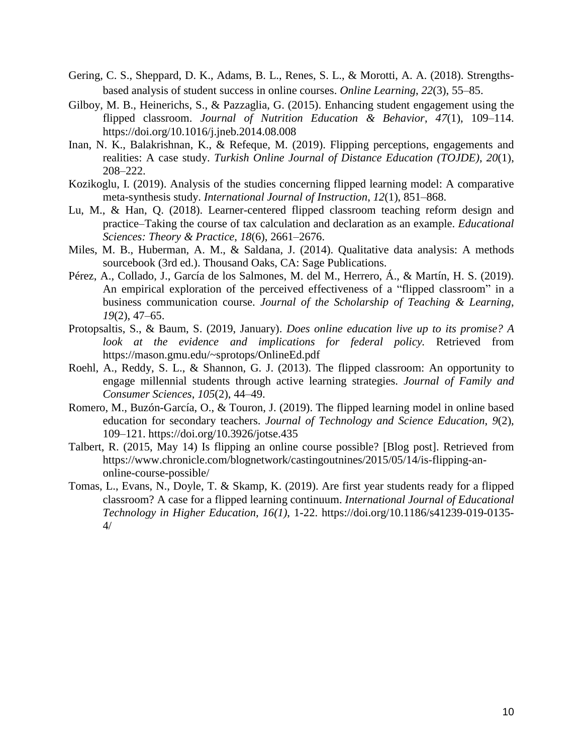Gering, C. S., Sheppard, D. K., Adams, B. L., Renes, S. L., & Morotti, A. A. (2018). Strengths-based analysis of student success in online courses. *Online Learning*, *22*(3), 55–85.

Gilboy, M. B., Heinerichs, S., & Pazzaglia, G. (2015). Enhancing student engagement using the flipped classroom. *Journal of Nutrition Education & Behavior*, *47*(1), 109–114. https://doi.org/10.1016/j.jneb.2014.08.008

Inan, N. K., Balakrishnan, K., & Refeque, M. (2019). Flipping perceptions, engagements and realities: A case study. *Turkish Online Journal of Distance Education (TOJDE)*, *20*(1), 208–222.

Kozikoglu, I. (2019). Analysis of the studies concerning flipped learning model: A comparative meta-synthesis study. *International Journal of Instruction*, *12*(1), 851–868.

Lu, M., & Han, Q. (2018). Learner-centered flipped classroom teaching reform design and practice–Taking the course of tax calculation and declaration as an example. *Educational Sciences: Theory & Practice*, *18*(6), 2661–2676.

Miles, M. B., Huberman, A. M., & Saldana, J. (2014). Qualitative data analysis: A methods sourcebook (3rd ed.). Thousand Oaks, CA: Sage Publications.

Pérez, A., Collado, J., García de los Salmones, M. del M., Herrero, Á., & Martín, H. S. (2019). An empirical exploration of the perceived effectiveness of a "flipped classroom" in a business communication course. *Journal of the Scholarship of Teaching & Learning*, *19*(2), 47–65.

Protopsaltis, S., & Baum, S. (2019, January). *Does online education live up to its promise? A look at the evidence and implications for federal policy.* Retrieved from https://mason.gmu.edu/~sprotops/OnlineEd.pdf

Roehl, A., Reddy, S. L., & Shannon, G. J. (2013). The flipped classroom: An opportunity to engage millennial students through active learning strategies. *Journal of Family and Consumer Sciences*, *105*(2), 44–49.

Romero, M., Buzón-García, O., & Touron, J. (2019). The flipped learning model in online based education for secondary teachers. *Journal of Technology and Science Education*, *9*(2), 109–121. https://doi.org/10.3926/jotse.435

Talbert, R. (2015, May 14) Is flipping an online course possible? [Blog post]. Retrieved from https://www.chronicle.com/blognetwork/castingoutnines/2015/05/14/is-flipping-an-online-course-possible/

Tomas, L., Evans, N., Doyle, T. & Skamp, K. (2019). Are first year students ready for a flipped classroom? A case for a flipped learning continuum. *International Journal of Educational Technology in Higher Education, 16(1)*, 1-22. https://doi.org/10.1186/s41239-019-0135-4/